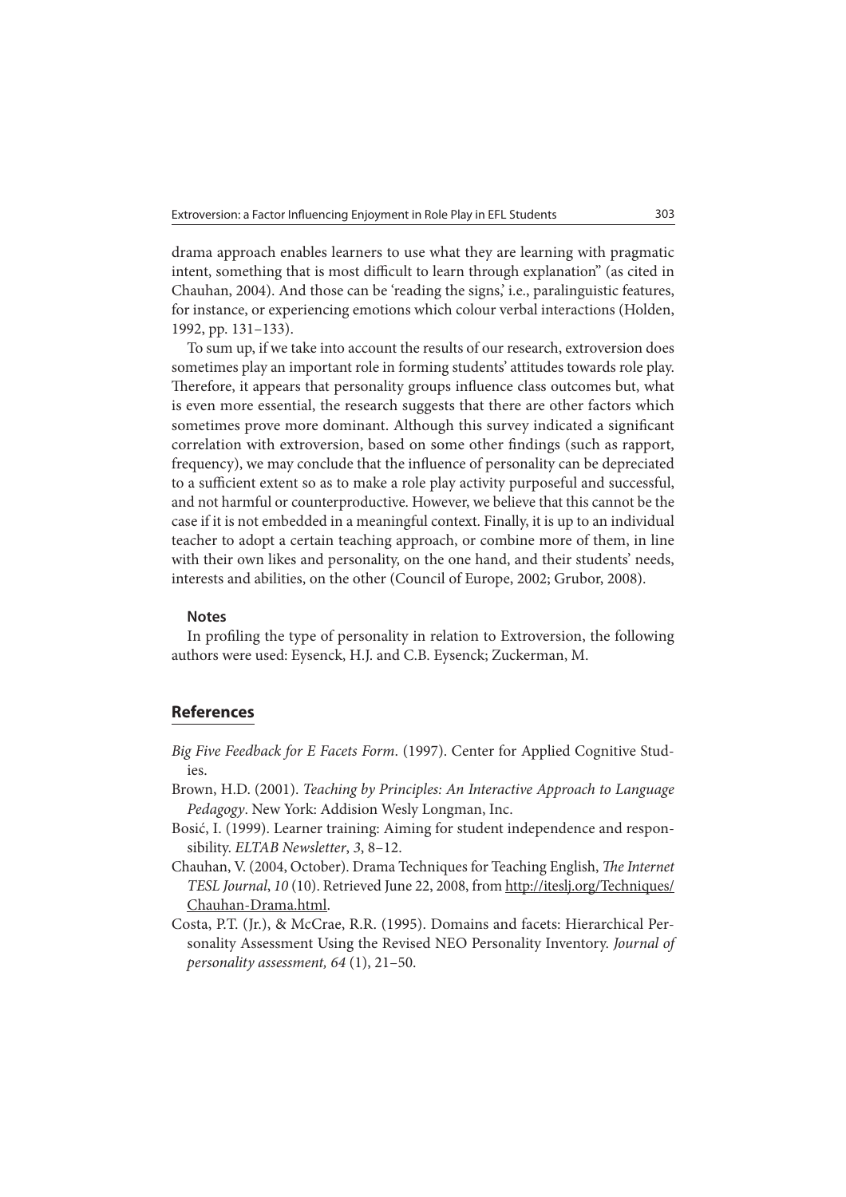drama approach enables learners to use what they are learning with pragmatic intent, something that is most difficult to learn through explanation" (as cited in Chauhan, 2004). And those can be 'reading the signs,' i.e., paralinguistic features, for instance, or experiencing emotions which colour verbal interactions (Holden, 1992, pp. 131–133).

To sum up, if we take into account the results of our research, extroversion does sometimes play an important role in forming students' attitudes towards role play. Therefore, it appears that personality groups influence class outcomes but, what is even more essential, the research suggests that there are other factors which sometimes prove more dominant. Although this survey indicated a significant correlation with extroversion, based on some other findings (such as rapport, frequency), we may conclude that the influence of personality can be depreciated to a sufficient extent so as to make a role play activity purposeful and successful, and not harmful or counterproductive. However, we believe that this cannot be the case if it is not embedded in a meaningful context. Finally, it is up to an individual teacher to adopt a certain teaching approach, or combine more of them, in line with their own likes and personality, on the one hand, and their students' needs, interests and abilities, on the other (Council of Europe, 2002; Grubor, 2008).

**Notes**

In profiling the type of personality in relation to Extroversion, the following authors were used: Eysenck, H.J. and C.B. Eysenck; Zuckerman, M.

## References

*Big Five Feedback for E Facets Form*. (1997). Center for Applied Cognitive Studies.

Brown, H.D. (2001). *Teaching by Principles: An Interactive Approach to Language Pedagogy*. New York: Addision Wesly Longman, Inc.

Bosić, I. (1999). Learner training: Aiming for student independence and responsibility. *ELTAB Newsletter*, *3*, 8–12.

Chauhan, V. (2004, October). Drama Techniques for Teaching English, *The Internet TESL Journal*, *10* (10). Retrieved June 22, 2008, from http://iteslj.org/Techniques/Chauhan-Drama.html.

Costa, P.T. (Jr.), & McCrae, R.R. (1995). Domains and facets: Hierarchical Personality Assessment Using the Revised NEO Personality Inventory. *Journal of personality assessment, 64* (1), 21–50.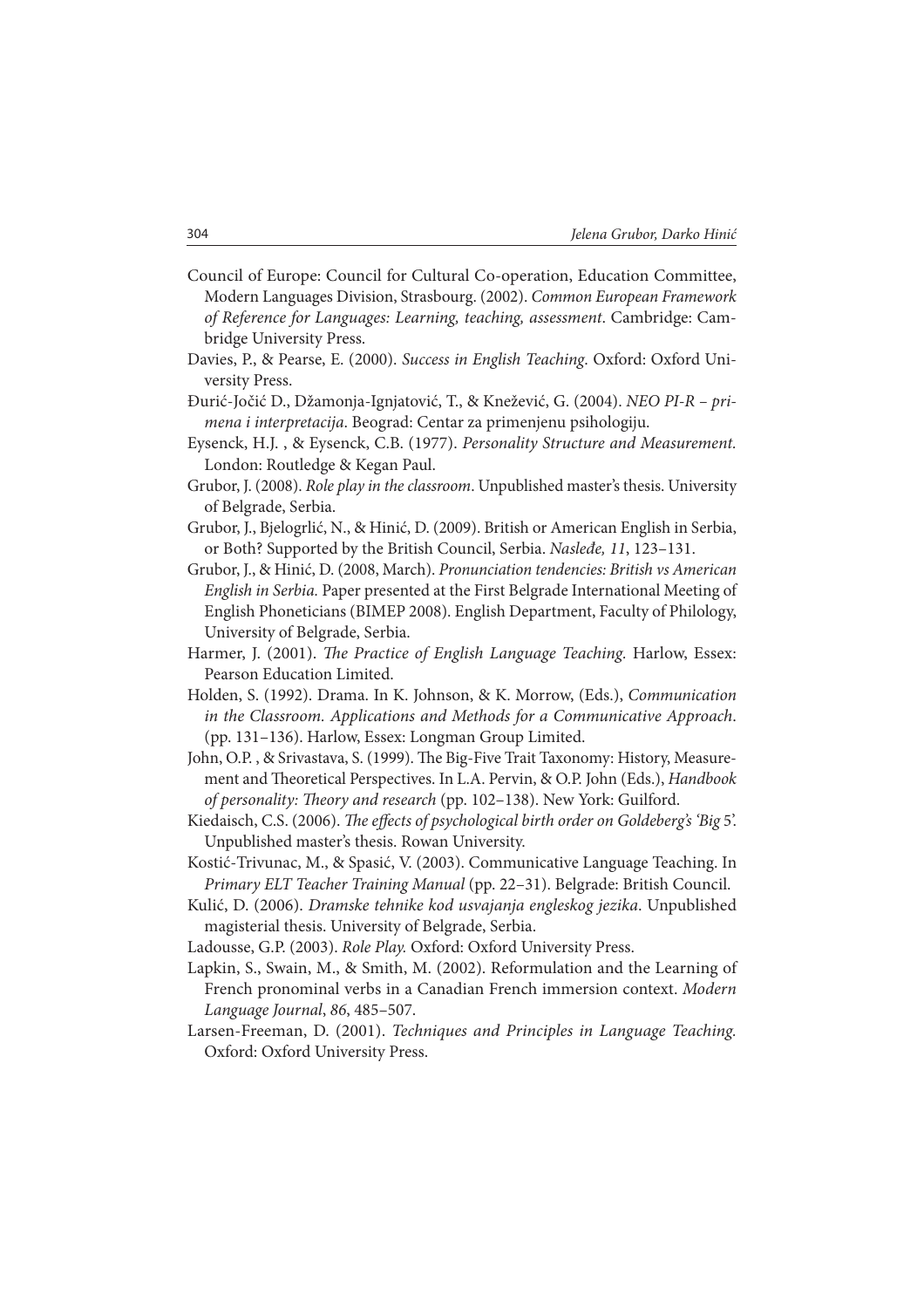Council of Europe: Council for Cultural Co-operation, Education Committee, Modern Languages Division, Strasbourg. (2002). *Common European Framework of Reference for Languages: Learning, teaching, assessment*. Cambridge: Cambridge University Press.

Davies, P., & Pearse, E. (2000). *Success in English Teaching*. Oxford: Oxford University Press.

Đurić-Jočić D., Džamonja-Ignjatović, T., & Knežević, G. (2004). *NEO PI-R – primena i interpretacija*. Beograd: Centar za primenjenu psihologiju.

Eysenck, H.J. , & Eysenck, C.B. (1977). *Personality Structure and Measurement.* London: Routledge & Kegan Paul.

Grubor, J. (2008). *Role play in the classroom*. Unpublished master's thesis. University of Belgrade, Serbia.

Grubor, J., Bjelogrlić, N., & Hinić, D. (2009). British or American English in Serbia, or Both? Supported by the British Council, Serbia. *Nasleđe, 11*, 123–131.

Grubor, J., & Hinić, D. (2008, March). *Pronunciation tendencies: British vs American English in Serbia.* Paper presented at the First Belgrade International Meeting of English Phoneticians (BIMEP 2008). English Department, Faculty of Philology, University of Belgrade, Serbia.

Harmer, J. (2001). *The Practice of English Language Teaching.* Harlow, Essex: Pearson Education Limited.

Holden, S. (1992). Drama. In K. Johnson, & K. Morrow, (Eds.), *Communication in the Classroom. Applications and Methods for a Communicative Approach*. (pp. 131–136). Harlow, Essex: Longman Group Limited.

John, O.P. , & Srivastava, S. (1999). The Big-Five Trait Taxonomy: History, Measurement and Theoretical Perspectives. In L.A. Pervin, & O.P. John (Eds.), *Handbook of personality: Theory and research* (pp. 102–138). New York: Guilford.

Kiedaisch, C.S. (2006). *The effects of psychological birth order on Goldeberg's 'Big 5'.* Unpublished master's thesis. Rowan University.

Kostić-Trivunac, M., & Spasić, V. (2003). Communicative Language Teaching. In *Primary ELT Teacher Training Manual* (pp. 22–31). Belgrade: British Council.

Kulić, D. (2006). *Dramske tehnike kod usvajanja engleskog jezika*. Unpublished magisterial thesis. University of Belgrade, Serbia.

Ladousse, G.P. (2003). *Role Play.* Oxford: Oxford University Press.

Lapkin, S., Swain, M., & Smith, M. (2002). Reformulation and the Learning of French pronominal verbs in a Canadian French immersion context. *Modern Language Journal*, *86*, 485–507.

Larsen-Freeman, D. (2001). *Techniques and Principles in Language Teaching.* Oxford: Oxford University Press.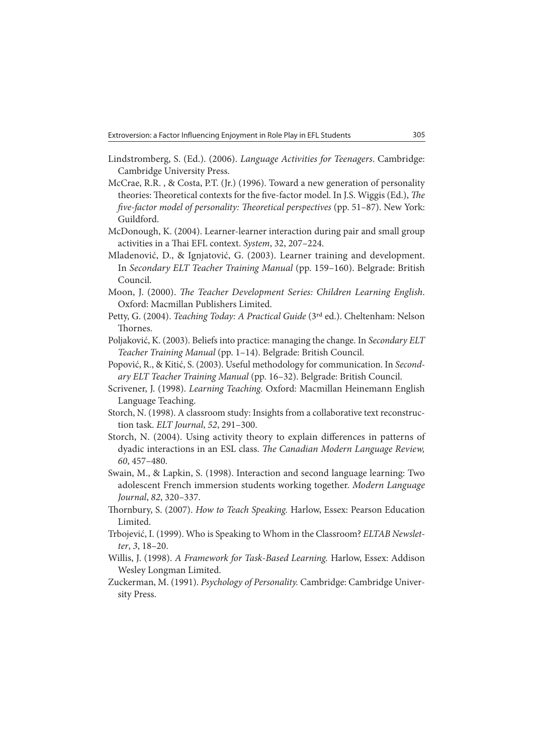Lindstromberg, S. (Ed.). (2006). *Language Activities for Teenagers*. Cambridge: Cambridge University Press.

McCrae, R.R. , & Costa, P.T. (Jr.) (1996). Toward a new generation of personality theories: Theoretical contexts for the five-factor model. In J.S. Wiggis (Ed.), *The five-factor model of personality: Theoretical perspectives* (pp. 51–87). New York: Guildford.

McDonough, K. (2004). Learner-learner interaction during pair and small group activities in a Thai EFL context. *System*, 32, 207–224.

Mladenović, D., & Ignjatović, G. (2003). Learner training and development. In *Secondary ELT Teacher Training Manual* (pp. 159–160). Belgrade: British Council.

Moon, J. (2000). *The Teacher Development Series: Children Learning English*. Oxford: Macmillan Publishers Limited.

Petty, G. (2004). *Teaching Today: A Practical Guide* (3rd ed.). Cheltenham: Nelson Thornes.

Poljaković, K. (2003). Beliefs into practice: managing the change. In *Secondary ELT Teacher Training Manual* (pp. 1–14). Belgrade: British Council.

Popović, R., & Kitić, S. (2003). Useful methodology for communication. In *Secondary ELT Teacher Training Manual* (pp. 16–32). Belgrade: British Council.

Scrivener, J. (1998). *Learning Teaching.* Oxford: Macmillan Heinemann English Language Teaching.

Storch, N. (1998). A classroom study: Insights from a collaborative text reconstruction task. *ELT Journal*, *52*, 291–300.

Storch, N. (2004). Using activity theory to explain differences in patterns of dyadic interactions in an ESL class. *The Canadian Modern Language Review, 60*, 457–480.

Swain, M., & Lapkin, S. (1998). Interaction and second language learning: Two adolescent French immersion students working together. *Modern Language Journal*, *82*, 320–337.

Thornbury, S. (2007). *How to Teach Speaking.* Harlow, Essex: Pearson Education Limited.

Trbojević, I. (1999). Who is Speaking to Whom in the Classroom? *ELTAB Newsletter*, *3*, 18–20.

Willis, J. (1998). *A Framework for Task-Based Learning.* Harlow, Essex: Addison Wesley Longman Limited.

Zuckerman, M. (1991). *Psychology of Personality.* Cambridge: Cambridge University Press.